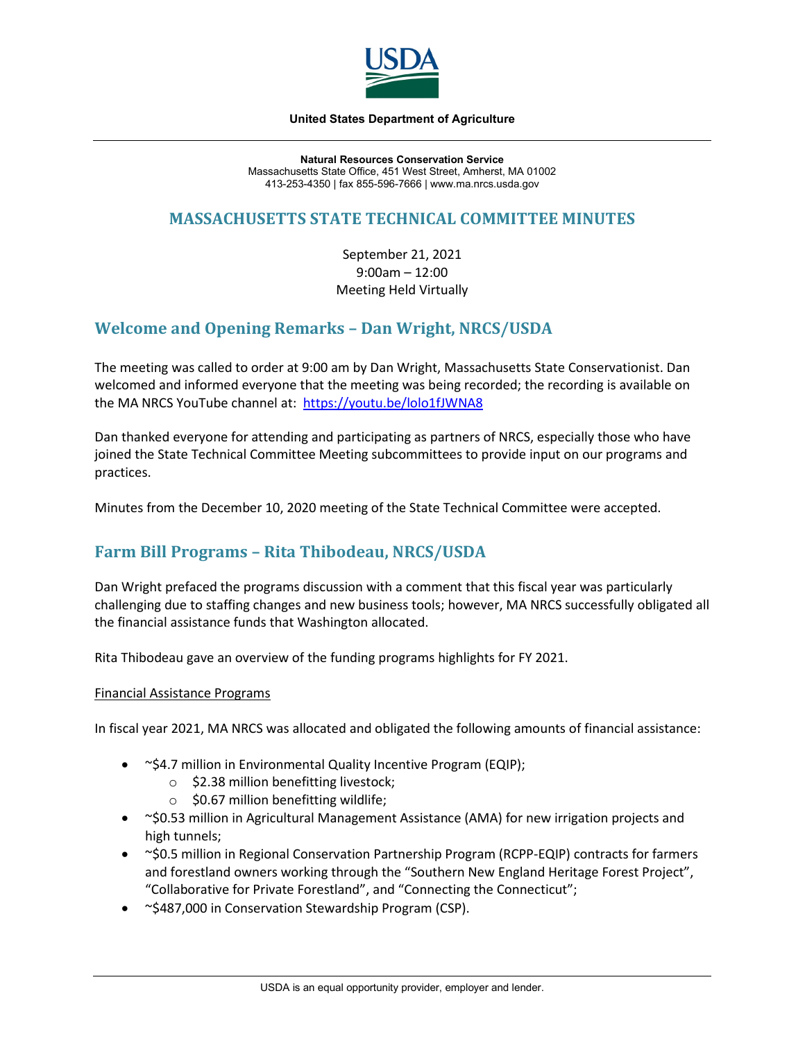United States Department of Agriculture

**Natural Resources Conservation Service**
Massachusetts State Office, 451 West Street, Amherst, MA 01002
413-253-4350 | fax 855-596-7666 | www.ma.nrcs.usda.gov

# MASSACHUSETTS STATE TECHNICAL COMMITTEE MINUTES

September 21, 2021
9:00am – 12:00
Meeting Held Virtually

## Welcome and Opening Remarks – Dan Wright, NRCS/USDA

The meeting was called to order at 9:00 am by Dan Wright, Massachusetts State Conservationist. Dan welcomed and informed everyone that the meeting was being recorded; the recording is available on the MA NRCS YouTube channel at: https://youtu.be/lolo1fJWNA8

Dan thanked everyone for attending and participating as partners of NRCS, especially those who have joined the State Technical Committee Meeting subcommittees to provide input on our programs and practices.

Minutes from the December 10, 2020 meeting of the State Technical Committee were accepted.

## Farm Bill Programs – Rita Thibodeau, NRCS/USDA

Dan Wright prefaced the programs discussion with a comment that this fiscal year was particularly challenging due to staffing changes and new business tools; however, MA NRCS successfully obligated all the financial assistance funds that Washington allocated.

Rita Thibodeau gave an overview of the funding programs highlights for FY 2021.

Financial Assistance Programs

In fiscal year 2021, MA NRCS was allocated and obligated the following amounts of financial assistance:

- ~$4.7 million in Environmental Quality Incentive Program (EQIP);
  - $2.38 million benefitting livestock;
  - $0.67 million benefitting wildlife;
- ~$0.53 million in Agricultural Management Assistance (AMA) for new irrigation projects and high tunnels;
- ~$0.5 million in Regional Conservation Partnership Program (RCPP-EQIP) contracts for farmers and forestland owners working through the "Southern New England Heritage Forest Project", "Collaborative for Private Forestland", and "Connecting the Connecticut";
- ~$487,000 in Conservation Stewardship Program (CSP).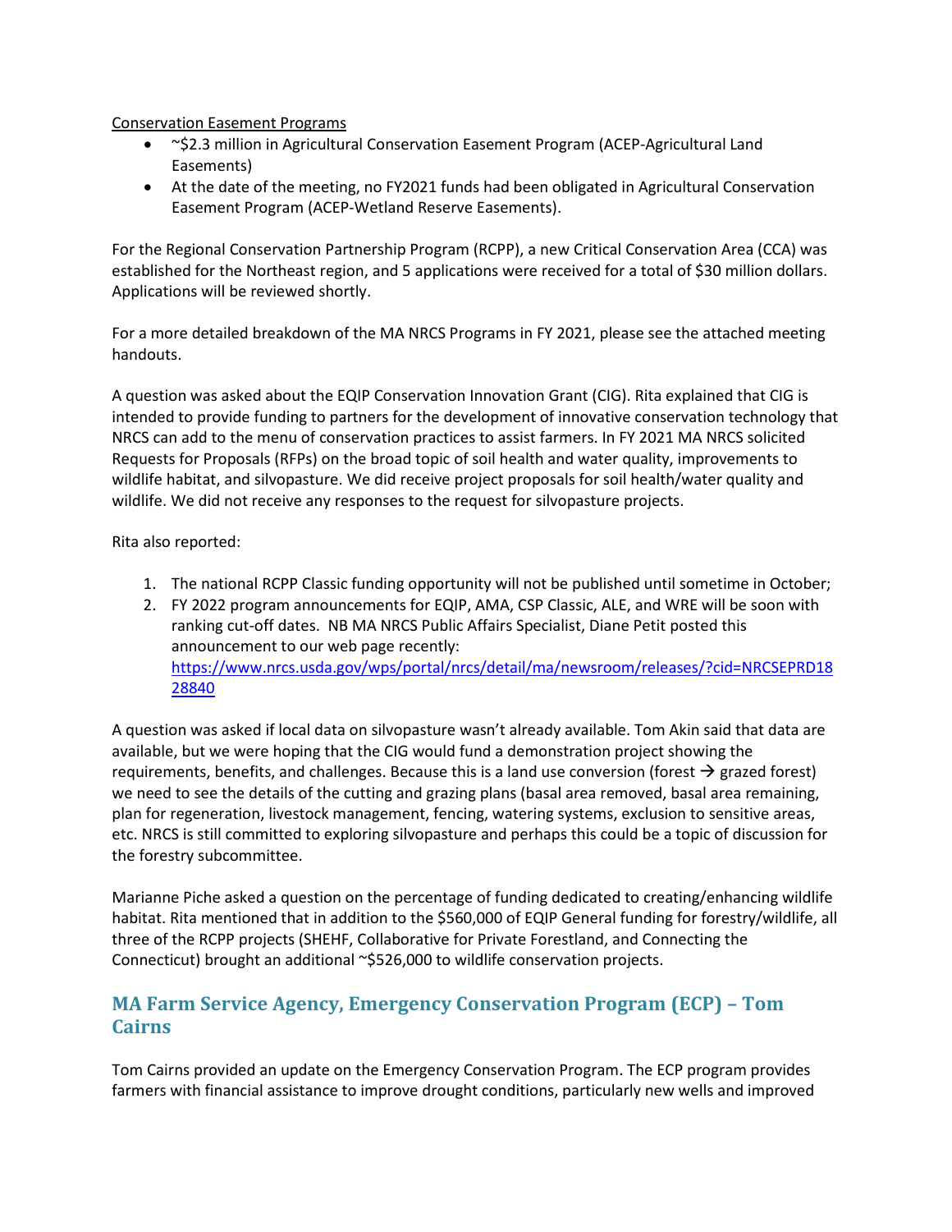Conservation Easement Programs

- ~$2.3 million in Agricultural Conservation Easement Program (ACEP-Agricultural Land Easements)
- At the date of the meeting, no FY2021 funds had been obligated in Agricultural Conservation Easement Program (ACEP-Wetland Reserve Easements).

For the Regional Conservation Partnership Program (RCPP), a new Critical Conservation Area (CCA) was established for the Northeast region, and 5 applications were received for a total of $30 million dollars. Applications will be reviewed shortly.

For a more detailed breakdown of the MA NRCS Programs in FY 2021, please see the attached meeting handouts.

A question was asked about the EQIP Conservation Innovation Grant (CIG). Rita explained that CIG is intended to provide funding to partners for the development of innovative conservation technology that NRCS can add to the menu of conservation practices to assist farmers. In FY 2021 MA NRCS solicited Requests for Proposals (RFPs) on the broad topic of soil health and water quality, improvements to wildlife habitat, and silvopasture. We did receive project proposals for soil health/water quality and wildlife. We did not receive any responses to the request for silvopasture projects.

Rita also reported:

1. The national RCPP Classic funding opportunity will not be published until sometime in October;
2. FY 2022 program announcements for EQIP, AMA, CSP Classic, ALE, and WRE will be soon with ranking cut-off dates. NB MA NRCS Public Affairs Specialist, Diane Petit posted this announcement to our web page recently: [https://www.nrcs.usda.gov/wps/portal/nrcs/detail/ma/newsroom/releases/?cid=NRCSEPRD1828840](https://www.nrcs.usda.gov/wps/portal/nrcs/detail/ma/newsroom/releases/?cid=NRCSEPRD1828840)

A question was asked if local data on silvopasture wasn't already available. Tom Akin said that data are available, but we were hoping that the CIG would fund a demonstration project showing the requirements, benefits, and challenges. Because this is a land use conversion (forest → grazed forest) we need to see the details of the cutting and grazing plans (basal area removed, basal area remaining, plan for regeneration, livestock management, fencing, watering systems, exclusion to sensitive areas, etc. NRCS is still committed to exploring silvopasture and perhaps this could be a topic of discussion for the forestry subcommittee.

Marianne Piche asked a question on the percentage of funding dedicated to creating/enhancing wildlife habitat. Rita mentioned that in addition to the $560,000 of EQIP General funding for forestry/wildlife, all three of the RCPP projects (SHEHF, Collaborative for Private Forestland, and Connecting the Connecticut) brought an additional ~$526,000 to wildlife conservation projects.

## MA Farm Service Agency, Emergency Conservation Program (ECP) – Tom Cairns

Tom Cairns provided an update on the Emergency Conservation Program. The ECP program provides farmers with financial assistance to improve drought conditions, particularly new wells and improved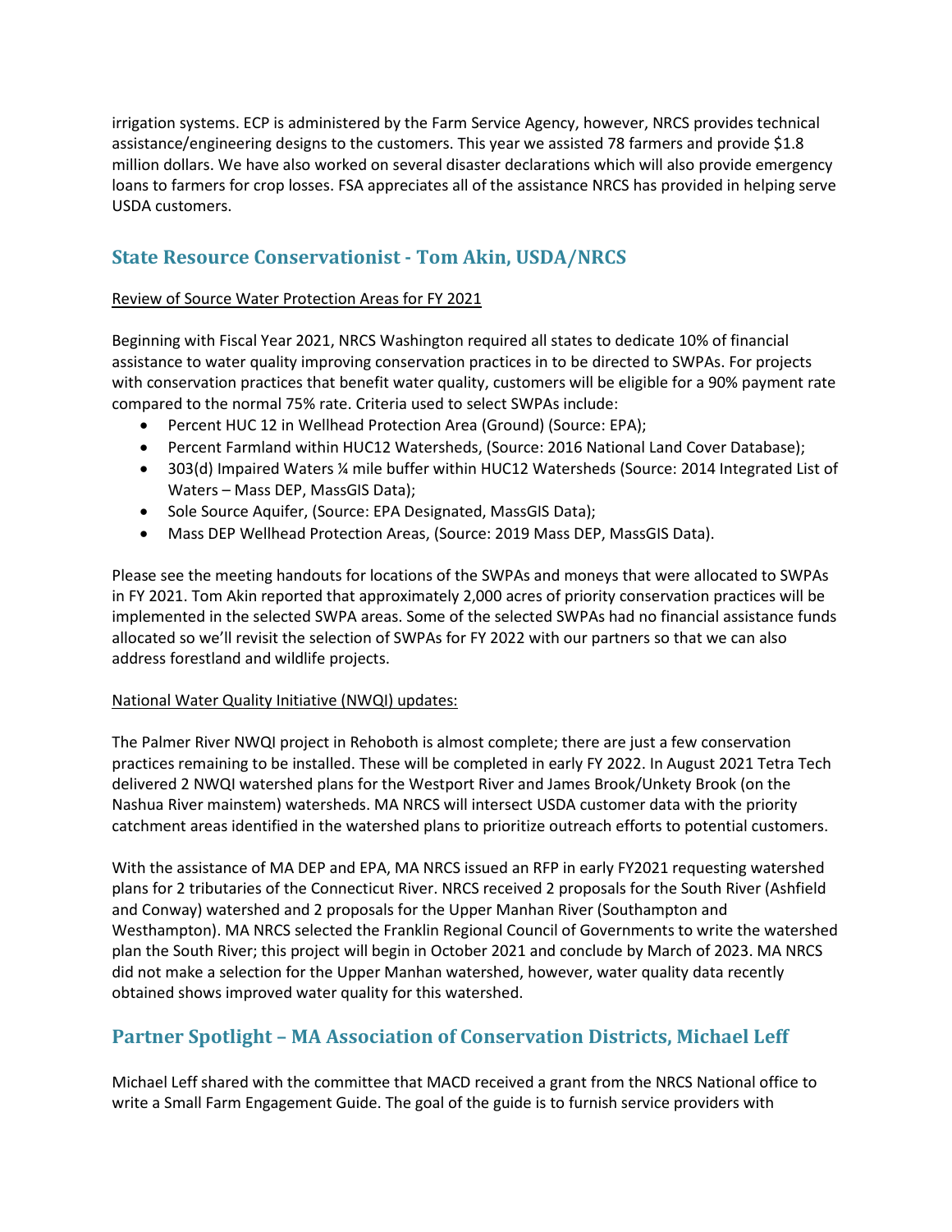irrigation systems. ECP is administered by the Farm Service Agency, however, NRCS provides technical assistance/engineering designs to the customers. This year we assisted 78 farmers and provide $1.8 million dollars. We have also worked on several disaster declarations which will also provide emergency loans to farmers for crop losses. FSA appreciates all of the assistance NRCS has provided in helping serve USDA customers.

## State Resource Conservationist - Tom Akin, USDA/NRCS

Review of Source Water Protection Areas for FY 2021

Beginning with Fiscal Year 2021, NRCS Washington required all states to dedicate 10% of financial assistance to water quality improving conservation practices in to be directed to SWPAs. For projects with conservation practices that benefit water quality, customers will be eligible for a 90% payment rate compared to the normal 75% rate. Criteria used to select SWPAs include:

- Percent HUC 12 in Wellhead Protection Area (Ground) (Source: EPA);
- Percent Farmland within HUC12 Watersheds, (Source: 2016 National Land Cover Database);
- 303(d) Impaired Waters ¼ mile buffer within HUC12 Watersheds (Source: 2014 Integrated List of Waters – Mass DEP, MassGIS Data);
- Sole Source Aquifer, (Source: EPA Designated, MassGIS Data);
- Mass DEP Wellhead Protection Areas, (Source: 2019 Mass DEP, MassGIS Data).

Please see the meeting handouts for locations of the SWPAs and moneys that were allocated to SWPAs in FY 2021. Tom Akin reported that approximately 2,000 acres of priority conservation practices will be implemented in the selected SWPA areas. Some of the selected SWPAs had no financial assistance funds allocated so we'll revisit the selection of SWPAs for FY 2022 with our partners so that we can also address forestland and wildlife projects.

National Water Quality Initiative (NWQI) updates:

The Palmer River NWQI project in Rehoboth is almost complete; there are just a few conservation practices remaining to be installed. These will be completed in early FY 2022. In August 2021 Tetra Tech delivered 2 NWQI watershed plans for the Westport River and James Brook/Unkety Brook (on the Nashua River mainstem) watersheds. MA NRCS will intersect USDA customer data with the priority catchment areas identified in the watershed plans to prioritize outreach efforts to potential customers.

With the assistance of MA DEP and EPA, MA NRCS issued an RFP in early FY2021 requesting watershed plans for 2 tributaries of the Connecticut River. NRCS received 2 proposals for the South River (Ashfield and Conway) watershed and 2 proposals for the Upper Manhan River (Southampton and Westhampton). MA NRCS selected the Franklin Regional Council of Governments to write the watershed plan the South River; this project will begin in October 2021 and conclude by March of 2023. MA NRCS did not make a selection for the Upper Manhan watershed, however, water quality data recently obtained shows improved water quality for this watershed.

## Partner Spotlight – MA Association of Conservation Districts, Michael Leff

Michael Leff shared with the committee that MACD received a grant from the NRCS National office to write a Small Farm Engagement Guide. The goal of the guide is to furnish service providers with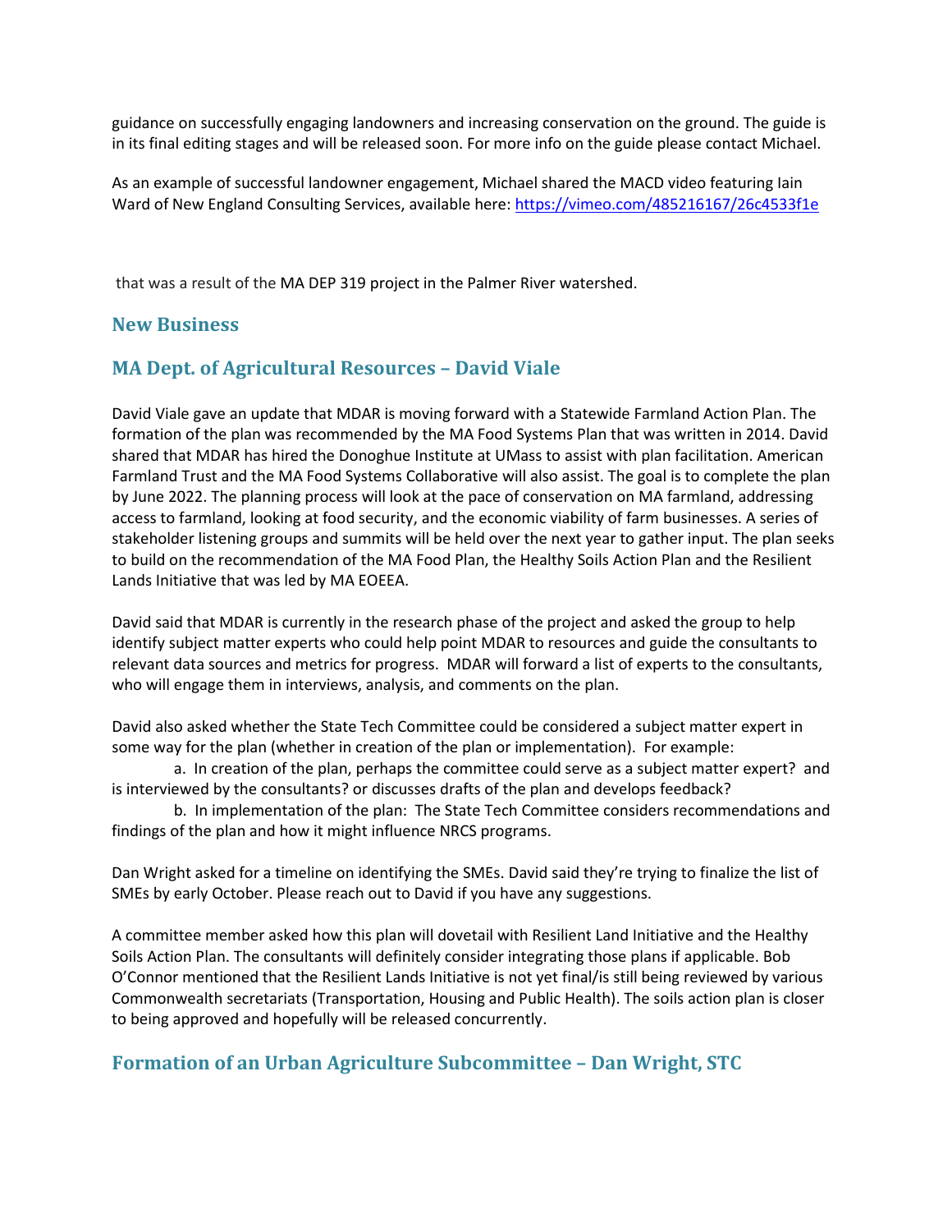guidance on successfully engaging landowners and increasing conservation on the ground. The guide is in its final editing stages and will be released soon. For more info on the guide please contact Michael.

As an example of successful landowner engagement, Michael shared the MACD video featuring Iain Ward of New England Consulting Services, available here: https://vimeo.com/485216167/26c4533f1e

that was a result of the MA DEP 319 project in the Palmer River watershed.

## New Business

## MA Dept. of Agricultural Resources – David Viale

David Viale gave an update that MDAR is moving forward with a Statewide Farmland Action Plan. The formation of the plan was recommended by the MA Food Systems Plan that was written in 2014. David shared that MDAR has hired the Donoghue Institute at UMass to assist with plan facilitation. American Farmland Trust and the MA Food Systems Collaborative will also assist. The goal is to complete the plan by June 2022. The planning process will look at the pace of conservation on MA farmland, addressing access to farmland, looking at food security, and the economic viability of farm businesses. A series of stakeholder listening groups and summits will be held over the next year to gather input. The plan seeks to build on the recommendation of the MA Food Plan, the Healthy Soils Action Plan and the Resilient Lands Initiative that was led by MA EOEEA.

David said that MDAR is currently in the research phase of the project and asked the group to help identify subject matter experts who could help point MDAR to resources and guide the consultants to relevant data sources and metrics for progress. MDAR will forward a list of experts to the consultants, who will engage them in interviews, analysis, and comments on the plan.

David also asked whether the State Tech Committee could be considered a subject matter expert in some way for the plan (whether in creation of the plan or implementation). For example:

a. In creation of the plan, perhaps the committee could serve as a subject matter expert? and is interviewed by the consultants? or discusses drafts of the plan and develops feedback?

b. In implementation of the plan: The State Tech Committee considers recommendations and findings of the plan and how it might influence NRCS programs.

Dan Wright asked for a timeline on identifying the SMEs. David said they're trying to finalize the list of SMEs by early October. Please reach out to David if you have any suggestions.

A committee member asked how this plan will dovetail with Resilient Land Initiative and the Healthy Soils Action Plan. The consultants will definitely consider integrating those plans if applicable. Bob O'Connor mentioned that the Resilient Lands Initiative is not yet final/is still being reviewed by various Commonwealth secretariats (Transportation, Housing and Public Health). The soils action plan is closer to being approved and hopefully will be released concurrently.

## Formation of an Urban Agriculture Subcommittee – Dan Wright, STC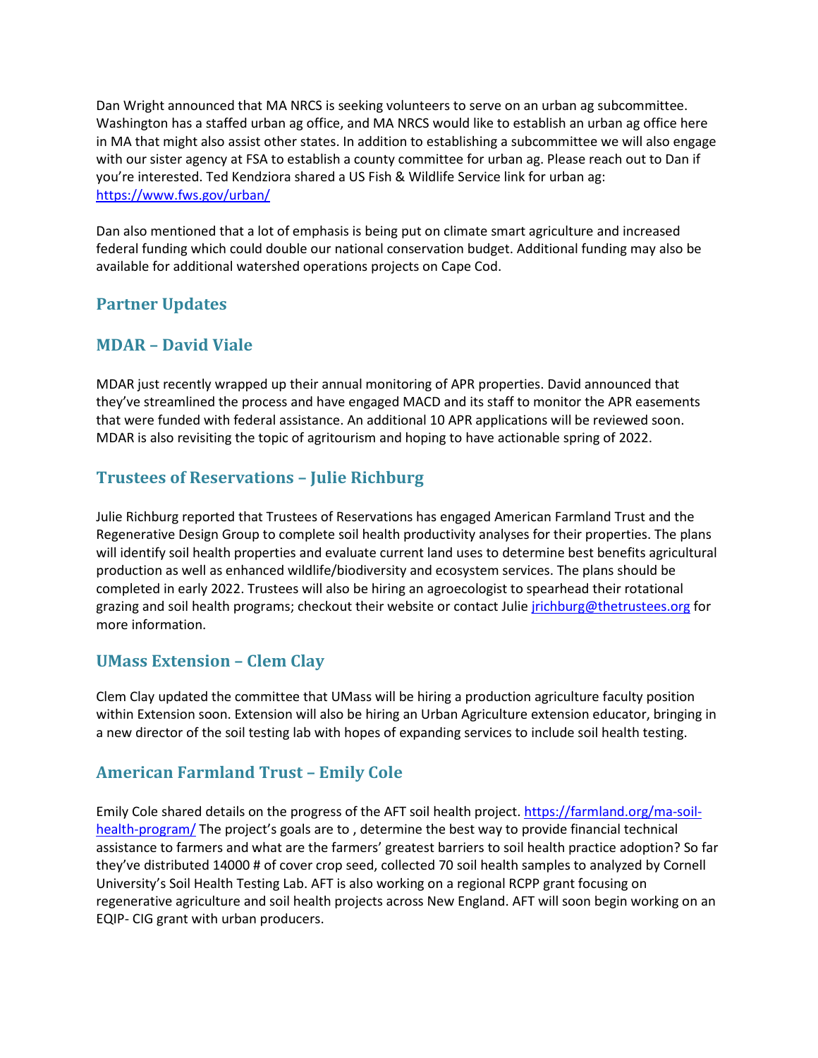Dan Wright announced that MA NRCS is seeking volunteers to serve on an urban ag subcommittee. Washington has a staffed urban ag office, and MA NRCS would like to establish an urban ag office here in MA that might also assist other states. In addition to establishing a subcommittee we will also engage with our sister agency at FSA to establish a county committee for urban ag. Please reach out to Dan if you're interested. Ted Kendziora shared a US Fish & Wildlife Service link for urban ag: [https://www.fws.gov/urban/](https://www.fws.gov/urban/)

Dan also mentioned that a lot of emphasis is being put on climate smart agriculture and increased federal funding which could double our national conservation budget. Additional funding may also be available for additional watershed operations projects on Cape Cod.

## Partner Updates

## MDAR – David Viale

MDAR just recently wrapped up their annual monitoring of APR properties. David announced that they've streamlined the process and have engaged MACD and its staff to monitor the APR easements that were funded with federal assistance. An additional 10 APR applications will be reviewed soon. MDAR is also revisiting the topic of agritourism and hoping to have actionable spring of 2022.

## Trustees of Reservations – Julie Richburg

Julie Richburg reported that Trustees of Reservations has engaged American Farmland Trust and the Regenerative Design Group to complete soil health productivity analyses for their properties. The plans will identify soil health properties and evaluate current land uses to determine best benefits agricultural production as well as enhanced wildlife/biodiversity and ecosystem services. The plans should be completed in early 2022. Trustees will also be hiring an agroecologist to spearhead their rotational grazing and soil health programs; checkout their website or contact Julie [jrichburg@thetrustees.org](mailto:jrichburg@thetrustees.org) for more information.

## UMass Extension – Clem Clay

Clem Clay updated the committee that UMass will be hiring a production agriculture faculty position within Extension soon. Extension will also be hiring an Urban Agriculture extension educator, bringing in a new director of the soil testing lab with hopes of expanding services to include soil health testing.

## American Farmland Trust – Emily Cole

Emily Cole shared details on the progress of the AFT soil health project. [https://farmland.org/ma-soil-health-program/](https://farmland.org/ma-soil-health-program/) The project's goals are to , determine the best way to provide financial technical assistance to farmers and what are the farmers' greatest barriers to soil health practice adoption? So far they've distributed 14000 # of cover crop seed, collected 70 soil health samples to analyzed by Cornell University's Soil Health Testing Lab. AFT is also working on a regional RCPP grant focusing on regenerative agriculture and soil health projects across New England. AFT will soon begin working on an EQIP- CIG grant with urban producers.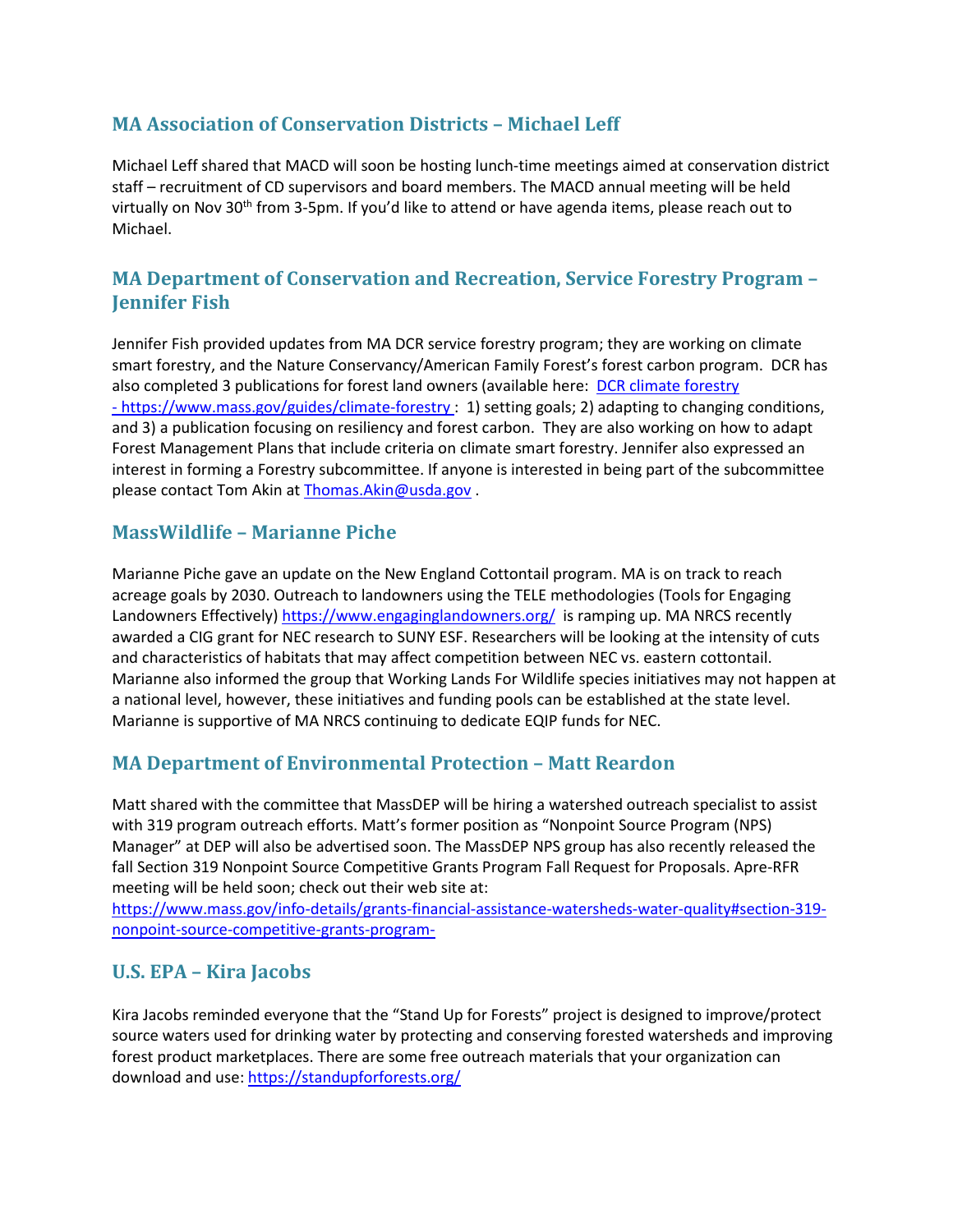## MA Association of Conservation Districts – Michael Leff

Michael Leff shared that MACD will soon be hosting lunch-time meetings aimed at conservation district staff – recruitment of CD supervisors and board members. The MACD annual meeting will be held virtually on Nov 30th from 3-5pm. If you'd like to attend or have agenda items, please reach out to Michael.

## MA Department of Conservation and Recreation, Service Forestry Program – Jennifer Fish

Jennifer Fish provided updates from MA DCR service forestry program; they are working on climate smart forestry, and the Nature Conservancy/American Family Forest's forest carbon program. DCR has also completed 3 publications for forest land owners (available here: [DCR climate forestry - https://www.mass.gov/guides/climate-forestry](https://www.mass.gov/guides/climate-forestry) : 1) setting goals; 2) adapting to changing conditions, and 3) a publication focusing on resiliency and forest carbon. They are also working on how to adapt Forest Management Plans that include criteria on climate smart forestry. Jennifer also expressed an interest in forming a Forestry subcommittee. If anyone is interested in being part of the subcommittee please contact Tom Akin at [Thomas.Akin@usda.gov](mailto:Thomas.Akin@usda.gov) .

## MassWildlife – Marianne Piche

Marianne Piche gave an update on the New England Cottontail program. MA is on track to reach acreage goals by 2030. Outreach to landowners using the TELE methodologies (Tools for Engaging Landowners Effectively) https://www.engaginglandowners.org/ is ramping up. MA NRCS recently awarded a CIG grant for NEC research to SUNY ESF. Researchers will be looking at the intensity of cuts and characteristics of habitats that may affect competition between NEC vs. eastern cottontail. Marianne also informed the group that Working Lands For Wildlife species initiatives may not happen at a national level, however, these initiatives and funding pools can be established at the state level. Marianne is supportive of MA NRCS continuing to dedicate EQIP funds for NEC.

## MA Department of Environmental Protection – Matt Reardon

Matt shared with the committee that MassDEP will be hiring a watershed outreach specialist to assist with 319 program outreach efforts. Matt's former position as "Nonpoint Source Program (NPS) Manager" at DEP will also be advertised soon. The MassDEP NPS group has also recently released the fall Section 319 Nonpoint Source Competitive Grants Program Fall Request for Proposals. Apre-RFR meeting will be held soon; check out their web site at: https://www.mass.gov/info-details/grants-financial-assistance-watersheds-water-quality#section-319-nonpoint-source-competitive-grants-program-

## U.S. EPA – Kira Jacobs

Kira Jacobs reminded everyone that the "Stand Up for Forests" project is designed to improve/protect source waters used for drinking water by protecting and conserving forested watersheds and improving forest product marketplaces. There are some free outreach materials that your organization can download and use: https://standupforforests.org/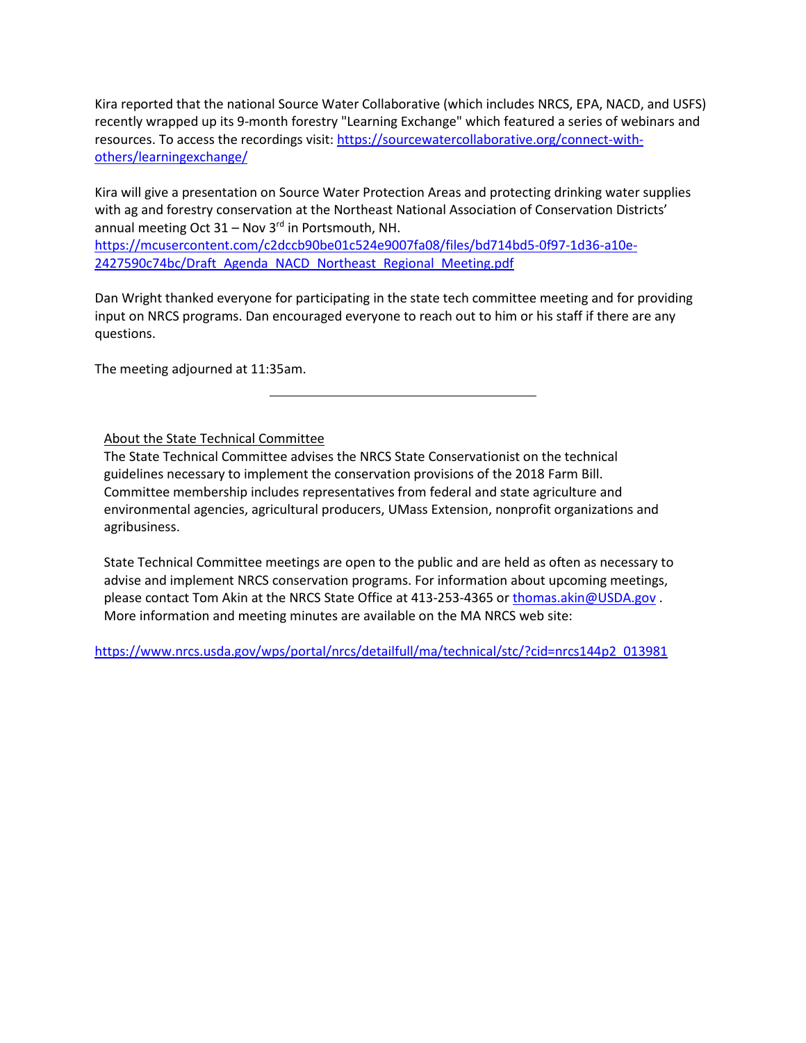Kira reported that the national Source Water Collaborative (which includes NRCS, EPA, NACD, and USFS) recently wrapped up its 9-month forestry "Learning Exchange" which featured a series of webinars and resources. To access the recordings visit: https://sourcewatercollaborative.org/connect-with-others/learningexchange/

Kira will give a presentation on Source Water Protection Areas and protecting drinking water supplies with ag and forestry conservation at the Northeast National Association of Conservation Districts' annual meeting Oct 31 – Nov 3rd in Portsmouth, NH.
https://mcusercontent.com/c2dccb90be01c524e9007fa08/files/bd714bd5-0f97-1d36-a10e-2427590c74bc/Draft_Agenda_NACD_Northeast_Regional_Meeting.pdf

Dan Wright thanked everyone for participating in the state tech committee meeting and for providing input on NRCS programs. Dan encouraged everyone to reach out to him or his staff if there are any questions.

The meeting adjourned at 11:35am.

---

About the State Technical Committee

The State Technical Committee advises the NRCS State Conservationist on the technical guidelines necessary to implement the conservation provisions of the 2018 Farm Bill. Committee membership includes representatives from federal and state agriculture and environmental agencies, agricultural producers, UMass Extension, nonprofit organizations and agribusiness.

State Technical Committee meetings are open to the public and are held as often as necessary to advise and implement NRCS conservation programs. For information about upcoming meetings, please contact Tom Akin at the NRCS State Office at 413-253-4365 or thomas.akin@USDA.gov . More information and meeting minutes are available on the MA NRCS web site:

https://www.nrcs.usda.gov/wps/portal/nrcs/detailfull/ma/technical/stc/?cid=nrcs144p2_013981